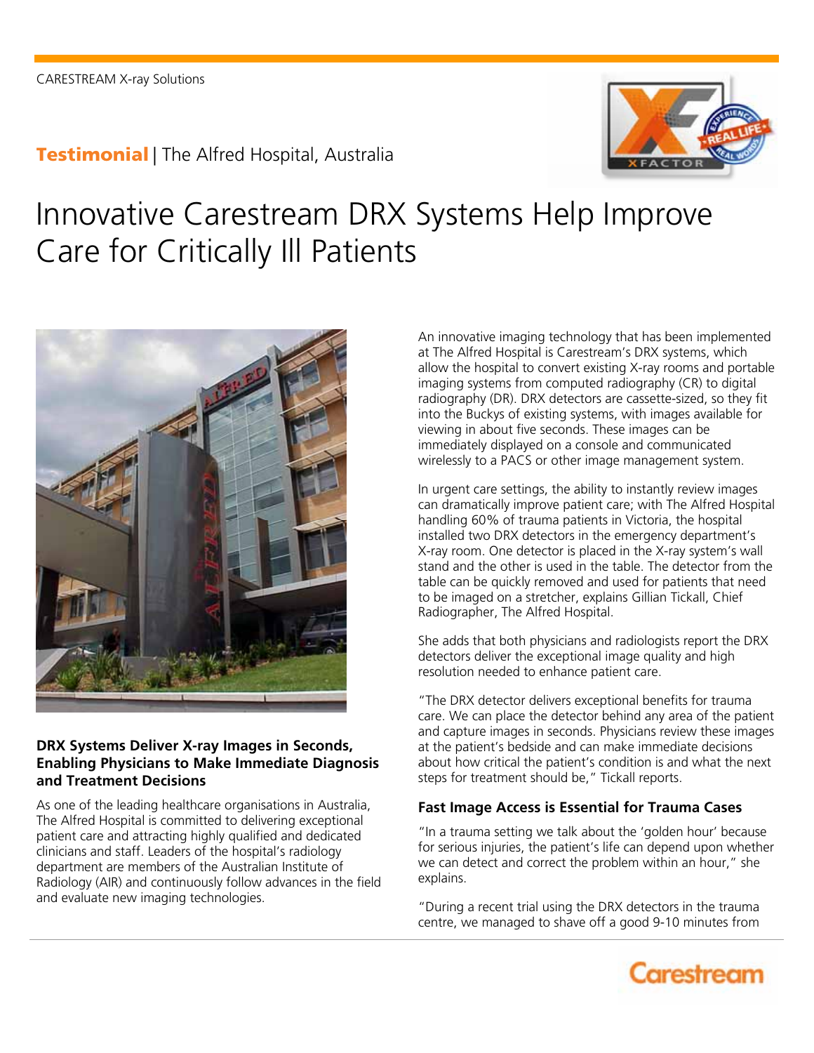CARESTREAM X-ray Solutions

**Testimonial** | The Alfred Hospital, Australia

# Innovative Carestream DRX Systems Help Improve Care for Critically Ill Patients

### DRX Systems Deliver X-ray Images in Seconds, Enabling Physicians to Make Immediate Diagnosis and Treatment Decisions

As one of the leading healthcare organisations in Australia, The Alfred Hospital is committed to delivering exceptional patient care and attracting highly qualified and dedicated clinicians and staff. Leaders of the hospital's radiology department are members of the Australian Institute of Radiology (AIR) and continuously follow advances in the field and evaluate new imaging technologies.

An innovative imaging technology that has been implemented at The Alfred Hospital is Carestream's DRX systems, which allow the hospital to convert existing X-ray rooms and portable imaging systems from computed radiography (CR) to digital radiography (DR). DRX detectors are cassette-sized, so they fit into the Buckys of existing systems, with images available for viewing in about five seconds. These images can be immediately displayed on a console and communicated wirelessly to a PACS or other image management system.

In urgent care settings, the ability to instantly review images can dramatically improve patient care; with The Alfred Hospital handling 60% of trauma patients in Victoria, the hospital installed two DRX detectors in the emergency department's X-ray room. One detector is placed in the X-ray system's wall stand and the other is used in the table. The detector from the table can be quickly removed and used for patients that need to be imaged on a stretcher, explains Gillian Tickall, Chief Radiographer, The Alfred Hospital.

She adds that both physicians and radiologists report the DRX detectors deliver the exceptional image quality and high resolution needed to enhance patient care.

"The DRX detector delivers exceptional benefits for trauma care. We can place the detector behind any area of the patient and capture images in seconds. Physicians review these images at the patient's bedside and can make immediate decisions about how critical the patient's condition is and what the next steps for treatment should be," Tickall reports.

### Fast Image Access is Essential for Trauma Cases

"In a trauma setting we talk about the 'golden hour' because for serious injuries, the patient's life can depend upon whether we can detect and correct the problem within an hour," she explains.

"During a recent trial using the DRX detectors in the trauma centre, we managed to shave off a good 9-10 minutes from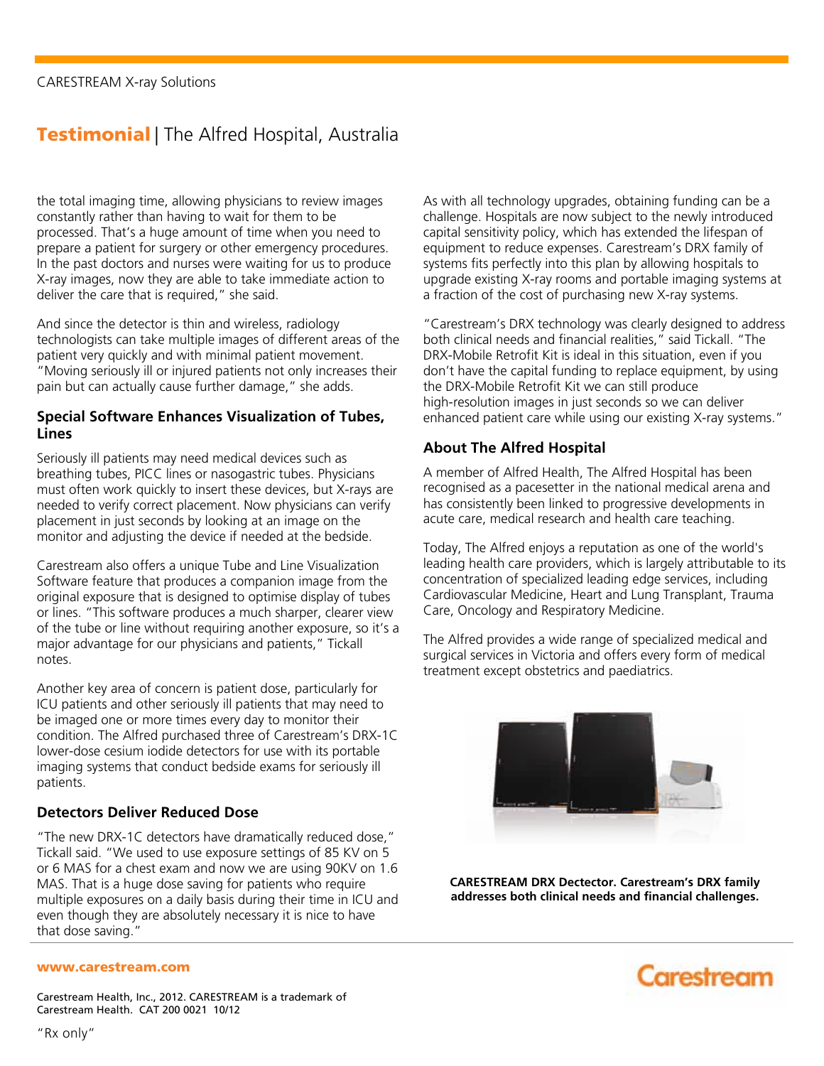the total imaging time, allowing physicians to review images constantly rather than having to wait for them to be processed. That's a huge amount of time when you need to prepare a patient for surgery or other emergency procedures. In the past doctors and nurses were waiting for us to produce X-ray images, now they are able to take immediate action to deliver the care that is required," she said.

And since the detector is thin and wireless, radiology technologists can take multiple images of different areas of the patient very quickly and with minimal patient movement. "Moving seriously ill or injured patients not only increases their pain but can actually cause further damage," she adds.

### Special Software Enhances Visualization of Tubes, Lines

Seriously ill patients may need medical devices such as breathing tubes, PICC lines or nasogastric tubes. Physicians must often work quickly to insert these devices, but X-rays are needed to verify correct placement. Now physicians can verify placement in just seconds by looking at an image on the monitor and adjusting the device if needed at the bedside.

Carestream also offers a unique Tube and Line Visualization Software feature that produces a companion image from the original exposure that is designed to optimise display of tubes or lines. "This software produces a much sharper, clearer view of the tube or line without requiring another exposure, so it's a major advantage for our physicians and patients," Tickall notes.

Another key area of concern is patient dose, particularly for ICU patients and other seriously ill patients that may need to be imaged one or more times every day to monitor their condition. The Alfred purchased three of Carestream's DRX-1C lower-dose cesium iodide detectors for use with its portable imaging systems that conduct bedside exams for seriously ill patients.

### Detectors Deliver Reduced Dose

"The new DRX-1C detectors have dramatically reduced dose," Tickall said. "We used to use exposure settings of 85 KV on 5 or 6 MAS for a chest exam and now we are using 90KV on 1.6 MAS. That is a huge dose saving for patients who require multiple exposures on a daily basis during their time in ICU and even though they are absolutely necessary it is nice to have that dose saving."

As with all technology upgrades, obtaining funding can be a challenge. Hospitals are now subject to the newly introduced capital sensitivity policy, which has extended the lifespan of equipment to reduce expenses. Carestream's DRX family of systems fits perfectly into this plan by allowing hospitals to upgrade existing X-ray rooms and portable imaging systems at a fraction of the cost of purchasing new X-ray systems.

"Carestream's DRX technology was clearly designed to address both clinical needs and financial realities," said Tickall. "The DRX-Mobile Retrofit Kit is ideal in this situation, even if you don't have the capital funding to replace equipment, by using the DRX-Mobile Retrofit Kit we can still produce high-resolution images in just seconds so we can deliver enhanced patient care while using our existing X-ray systems."

### About The Alfred Hospital

A member of Alfred Health, The Alfred Hospital has been recognised as a pacesetter in the national medical arena and has consistently been linked to progressive developments in acute care, medical research and health care teaching.

Today, The Alfred enjoys a reputation as one of the world's leading health care providers, which is largely attributable to its concentration of specialized leading edge services, including Cardiovascular Medicine, Heart and Lung Transplant, Trauma Care, Oncology and Respiratory Medicine.

The Alfred provides a wide range of specialized medical and surgical services in Victoria and offers every form of medical treatment except obstetrics and paediatrics.

**CARESTREAM DRX Dectector. Carestream's DRX family addresses both clinical needs and financial challenges.**

**www.carestream.com**

Carestream Health, Inc., 2012. CARESTREAM is a trademark of Carestream Health. CAT 200 0021 10/12

"Rx only"